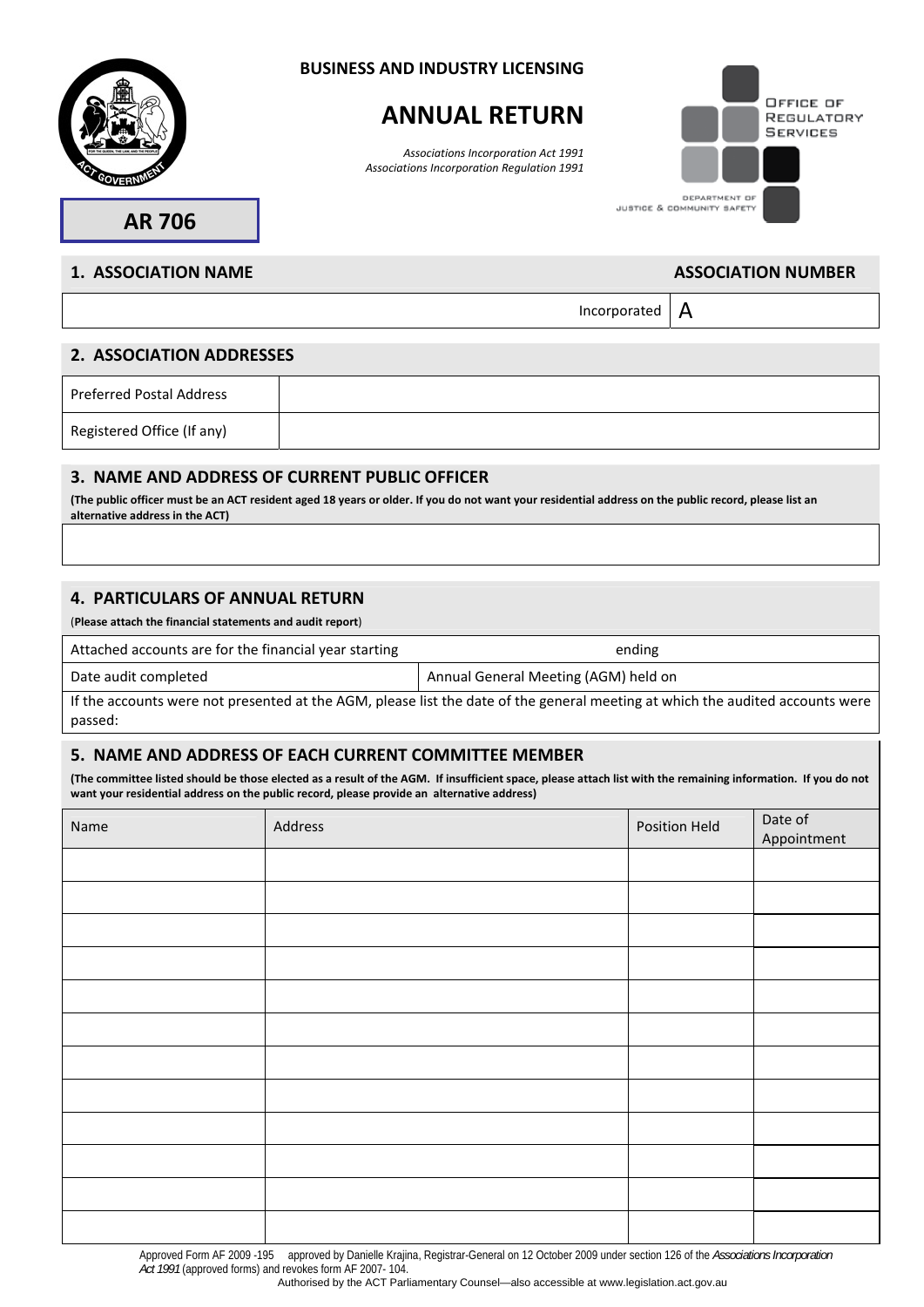**BUSINESS AND INDUSTRY LICENSING**

# ANNUAL RETURN

*Associations Incorporation Act 1991*
*Associations Incorporation Regulation 1991*

Office of Regulatory Services
Department of Justice & Community Safety

**AR 706**

## 1. ASSOCIATION NAME

**ASSOCIATION NUMBER**

| | Incorporated | A |
|---|---|---|

## 2. ASSOCIATION ADDRESSES

| | |
|---|---|
| Preferred Postal Address | |
| Registered Office (If any) | |

## 3. NAME AND ADDRESS OF CURRENT PUBLIC OFFICER

**(The public officer must be an ACT resident aged 18 years or older. If you do not want your residential address on the public record, please list an alternative address in the ACT)**

| |
|---|
| |

## 4. PARTICULARS OF ANNUAL RETURN

(**Please attach the financial statements and audit report**)

| | |
|---|---|
| Attached accounts are for the financial year starting | ending |
| Date audit completed | Annual General Meeting (AGM) held on |
| If the accounts were not presented at the AGM, please list the date of the general meeting at which the audited accounts were passed: | |

## 5. NAME AND ADDRESS OF EACH CURRENT COMMITTEE MEMBER

**(The committee listed should be those elected as a result of the AGM. If insufficient space, please attach list with the remaining information. If you do not want your residential address on the public record, please provide an alternative address)**

| Name | Address | Position Held | Date of Appointment |
|---|---|---|---|
| | | | |
| | | | |
| | | | |
| | | | |
| | | | |
| | | | |
| | | | |
| | | | |
| | | | |
| | | | |
| | | | |
| | | | |

Approved Form AF 2009 -195 approved by Danielle Krajina, Registrar-General on 12 October 2009 under section 126 of the *Associations Incorporation Act 1991* (approved forms) and revokes form AF 2007- 104.
Authorised by the ACT Parliamentary Counsel—also accessible at www.legislation.act.gov.au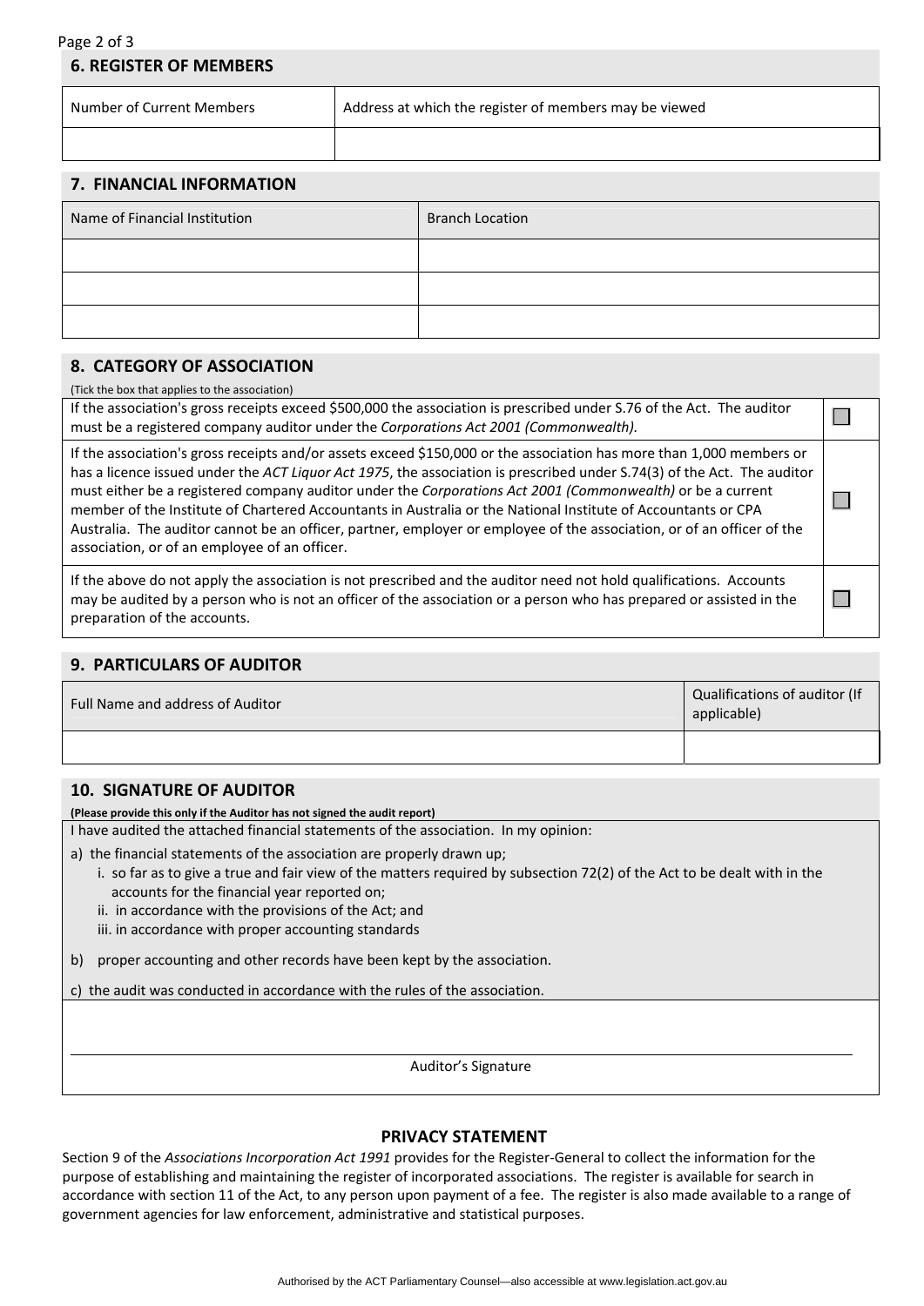## 6. REGISTER OF MEMBERS

| Number of Current Members | Address at which the register of members may be viewed |
|---|---|
| | |

## 7. FINANCIAL INFORMATION

| Name of Financial Institution | Branch Location |
|---|---|
| | |
| | |
| | |

## 8. CATEGORY OF ASSOCIATION

(Tick the box that applies to the association)

| | |
|---|---|
| If the association's gross receipts exceed $500,000 the association is prescribed under S.76 of the Act. The auditor must be a registered company auditor under the *Corporations Act 2001 (Commonwealth).* | ☐ |
| If the association's gross receipts and/or assets exceed $150,000 or the association has more than 1,000 members or has a licence issued under the *ACT Liquor Act 1975*, the association is prescribed under S.74(3) of the Act. The auditor must either be a registered company auditor under the *Corporations Act 2001 (Commonwealth)* or be a current member of the Institute of Chartered Accountants in Australia or the National Institute of Accountants or CPA Australia. The auditor cannot be an officer, partner, employer or employee of the association, or of an officer of the association, or of an employee of an officer. | ☐ |
| If the above do not apply the association is not prescribed and the auditor need not hold qualifications. Accounts may be audited by a person who is not an officer of the association or a person who has prepared or assisted in the preparation of the accounts. | ☐ |

## 9. PARTICULARS OF AUDITOR

| Full Name and address of Auditor | Qualifications of auditor (If applicable) |
|---|---|
| | |

## 10. SIGNATURE OF AUDITOR

**(Please provide this only if the Auditor has not signed the audit report)**

I have audited the attached financial statements of the association. In my opinion:

a) the financial statements of the association are properly drawn up;
   - i. so far as to give a true and fair view of the matters required by subsection 72(2) of the Act to be dealt with in the accounts for the financial year reported on;
   - ii. in accordance with the provisions of the Act; and
   - iii. in accordance with proper accounting standards

b) proper accounting and other records have been kept by the association.

c) the audit was conducted in accordance with the rules of the association.

_______________________________________________

Auditor's Signature

### PRIVACY STATEMENT

Section 9 of the *Associations Incorporation Act 1991* provides for the Register-General to collect the information for the purpose of establishing and maintaining the register of incorporated associations. The register is available for search in accordance with section 11 of the Act, to any person upon payment of a fee. The register is also made available to a range of government agencies for law enforcement, administrative and statistical purposes.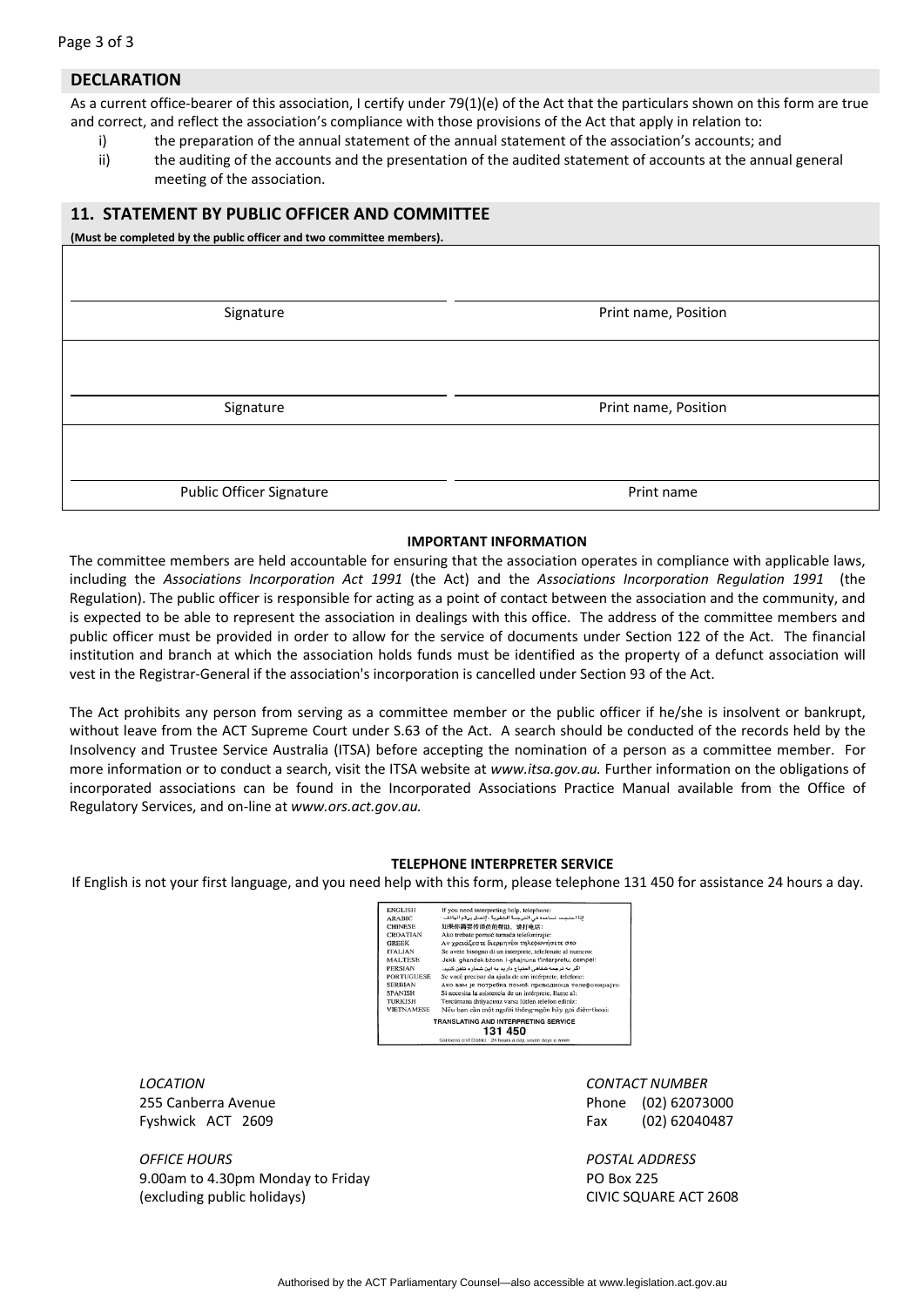## DECLARATION

As a current office-bearer of this association, I certify under 79(1)(e) of the Act that the particulars shown on this form are true and correct, and reflect the association's compliance with those provisions of the Act that apply in relation to:

i) the preparation of the annual statement of the annual statement of the association's accounts; and
ii) the auditing of the accounts and the presentation of the audited statement of accounts at the annual general meeting of the association.

## 11. STATEMENT BY PUBLIC OFFICER AND COMMITTEE

**(Must be completed by the public officer and two committee members).**

| | |
|---|---|
| Signature | Print name, Position |
| Signature | Print name, Position |
| Public Officer Signature | Print name |

**IMPORTANT INFORMATION**

The committee members are held accountable for ensuring that the association operates in compliance with applicable laws, including the *Associations Incorporation Act 1991* (the Act) and the *Associations Incorporation Regulation 1991* (the Regulation). The public officer is responsible for acting as a point of contact between the association and the community, and is expected to be able to represent the association in dealings with this office. The address of the committee members and public officer must be provided in order to allow for the service of documents under Section 122 of the Act. The financial institution and branch at which the association holds funds must be identified as the property of a defunct association will vest in the Registrar-General if the association's incorporation is cancelled under Section 93 of the Act.

The Act prohibits any person from serving as a committee member or the public officer if he/she is insolvent or bankrupt, without leave from the ACT Supreme Court under S.63 of the Act. A search should be conducted of the records held by the Insolvency and Trustee Service Australia (ITSA) before accepting the nomination of a person as a committee member. For more information or to conduct a search, visit the ITSA website at *www.itsa.gov.au.* Further information on the obligations of incorporated associations can be found in the Incorporated Associations Practice Manual available from the Office of Regulatory Services, and on-line at *www.ors.act.gov.au.*

**TELEPHONE INTERPRETER SERVICE**

If English is not your first language, and you need help with this form, please telephone 131 450 for assistance 24 hours a day.

| | |
|---|---|
| ENGLISH | If you need interpreting help, telephone: |
| ARABIC | إذا احتجت لمساعدة في الترجمة الشفوية، إتصل برقم الهاتف: |
| CHINESE | 如果你需要传译员的帮助，请打电话： |
| CROATIAN | Ako trebate pomoć tumača telefonirajte: |
| GREEK | Αν χρειάζεστε διερμηνέα τηλεφωνήσετε στο |
| ITALIAN | Se avete bisogno di un interprete, telefonate al numero: |
| MALTESE | Jekk għandek bżonn l-għajnuna t'interpretu, ċempel: |
| PERSIAN | اگر به ترجمه شفاهی احتیاج دارید به این شماره تلفن کنید: |
| PORTUGUESE | Se você precisar da ajuda de um intérprete, telefone: |
| SERBIAN | Ако вам је потребна помоћ преводиоца телефонирајте: |
| SPANISH | Si necesita la asistencia de un intérprete, llame al: |
| TURKISH | Tercümana ihtiyacınız varsa lütfen telefon ediniz: |
| VIETNAMESE | Nếu bạn cần một người thông-ngôn hãy gọi điện-thoại: |

TRANSLATING AND INTERPRETING SERVICE
**131 450**
Canberra and District - 24 hours a day, seven days a week

*LOCATION*
255 Canberra Avenue
Fyshwick ACT 2609

*CONTACT NUMBER*
Phone (02) 62073000
Fax (02) 62040487

*OFFICE HOURS*
9.00am to 4.30pm Monday to Friday
(excluding public holidays)

*POSTAL ADDRESS*
PO Box 225
CIVIC SQUARE ACT 2608